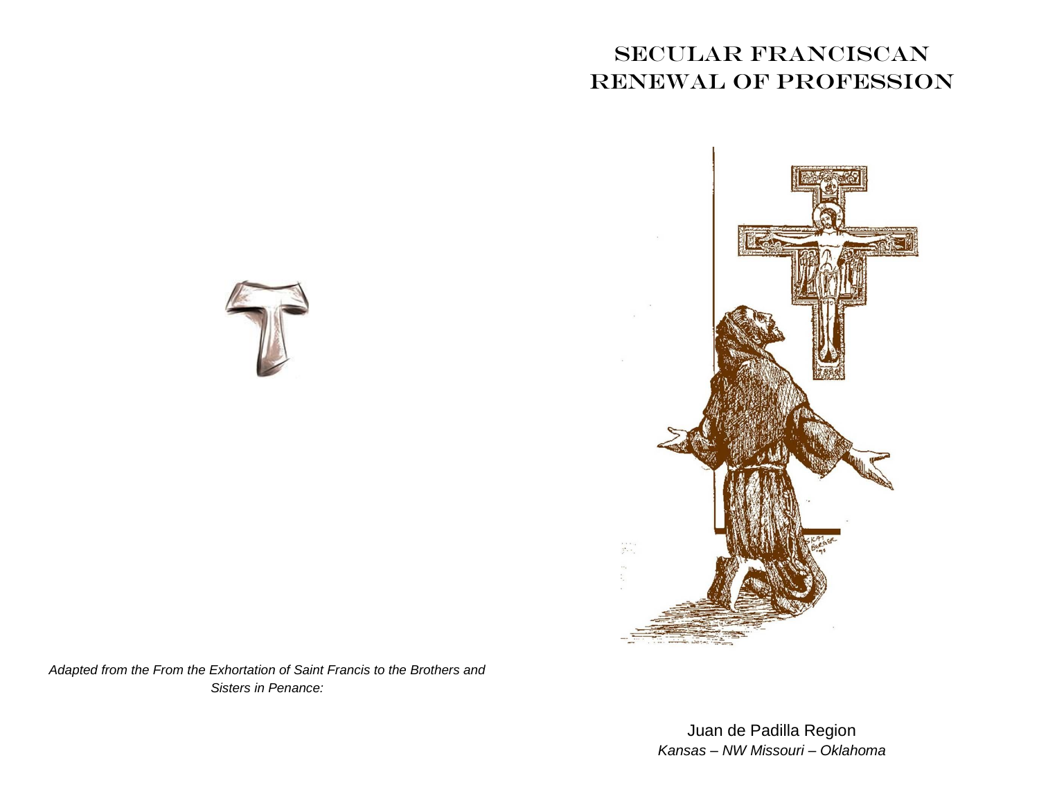# SECULAR FRANCISCAN RENEWAL OF PROFESSION

*Adapted from the From the Exhortation of Saint Francis to the Brothers and Sisters in Penance:*

Juan de Padilla Region

*Kansas – NW Missouri – Oklahoma*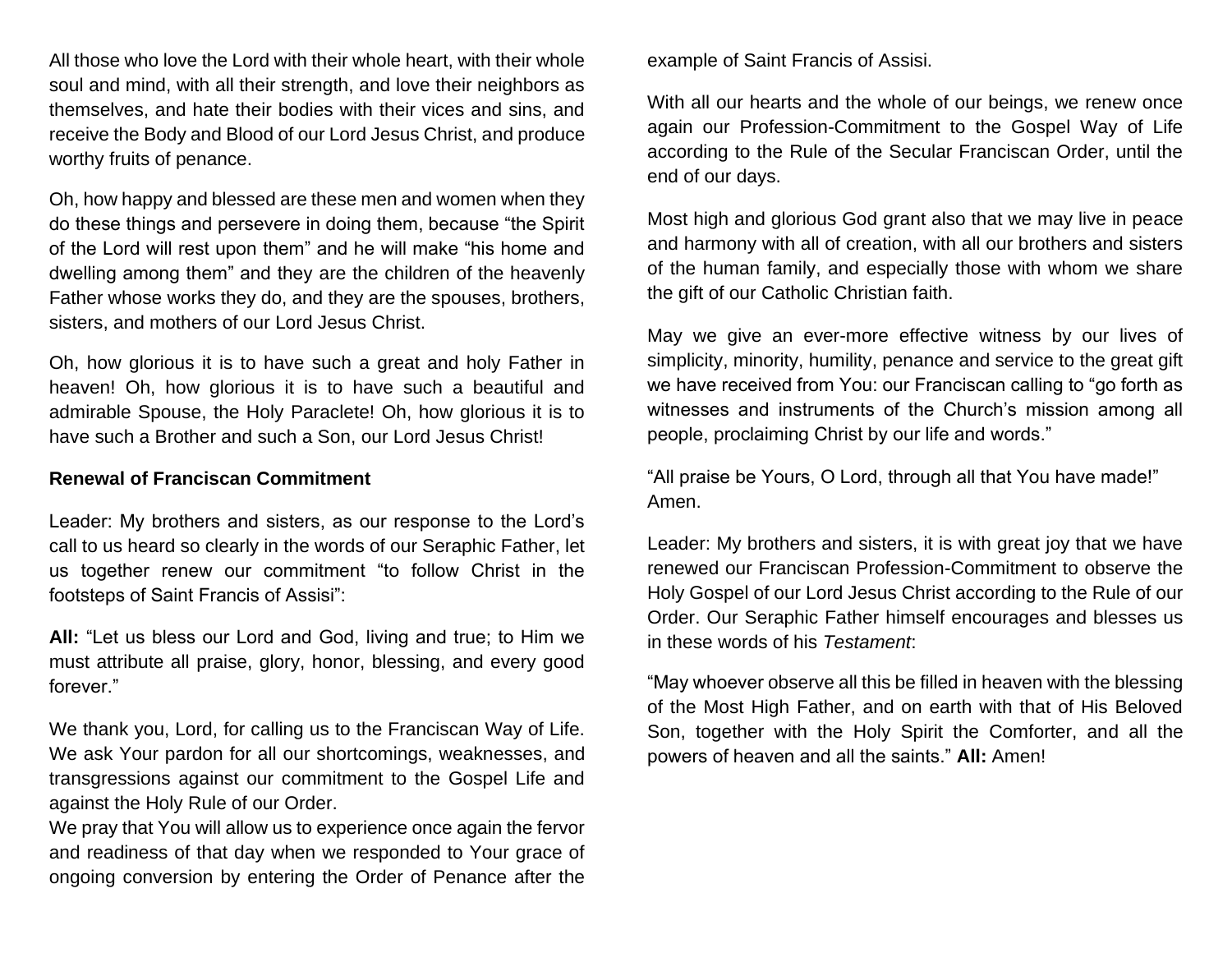All those who love the Lord with their whole heart, with their whole soul and mind, with all their strength, and love their neighbors as themselves, and hate their bodies with their vices and sins, and receive the Body and Blood of our Lord Jesus Christ, and produce worthy fruits of penance.

Oh, how happy and blessed are these men and women when they do these things and persevere in doing them, because "the Spirit of the Lord will rest upon them" and he will make "his home and dwelling among them" and they are the children of the heavenly Father whose works they do, and they are the spouses, brothers, sisters, and mothers of our Lord Jesus Christ.

Oh, how glorious it is to have such a great and holy Father in heaven! Oh, how glorious it is to have such a beautiful and admirable Spouse, the Holy Paraclete! Oh, how glorious it is to have such a Brother and such a Son, our Lord Jesus Christ!

**Renewal of Franciscan Commitment**

Leader: My brothers and sisters, as our response to the Lord's call to us heard so clearly in the words of our Seraphic Father, let us together renew our commitment "to follow Christ in the footsteps of Saint Francis of Assisi":

**All:** "Let us bless our Lord and God, living and true; to Him we must attribute all praise, glory, honor, blessing, and every good forever."

We thank you, Lord, for calling us to the Franciscan Way of Life. We ask Your pardon for all our shortcomings, weaknesses, and transgressions against our commitment to the Gospel Life and against the Holy Rule of our Order.
We pray that You will allow us to experience once again the fervor and readiness of that day when we responded to Your grace of ongoing conversion by entering the Order of Penance after the example of Saint Francis of Assisi.

With all our hearts and the whole of our beings, we renew once again our Profession-Commitment to the Gospel Way of Life according to the Rule of the Secular Franciscan Order, until the end of our days.

Most high and glorious God grant also that we may live in peace and harmony with all of creation, with all our brothers and sisters of the human family, and especially those with whom we share the gift of our Catholic Christian faith.

May we give an ever-more effective witness by our lives of simplicity, minority, humility, penance and service to the great gift we have received from You: our Franciscan calling to "go forth as witnesses and instruments of the Church's mission among all people, proclaiming Christ by our life and words."

"All praise be Yours, O Lord, through all that You have made!"
Amen.

Leader: My brothers and sisters, it is with great joy that we have renewed our Franciscan Profession-Commitment to observe the Holy Gospel of our Lord Jesus Christ according to the Rule of our Order. Our Seraphic Father himself encourages and blesses us in these words of his *Testament*:

"May whoever observe all this be filled in heaven with the blessing of the Most High Father, and on earth with that of His Beloved Son, together with the Holy Spirit the Comforter, and all the powers of heaven and all the saints." **All:** Amen!